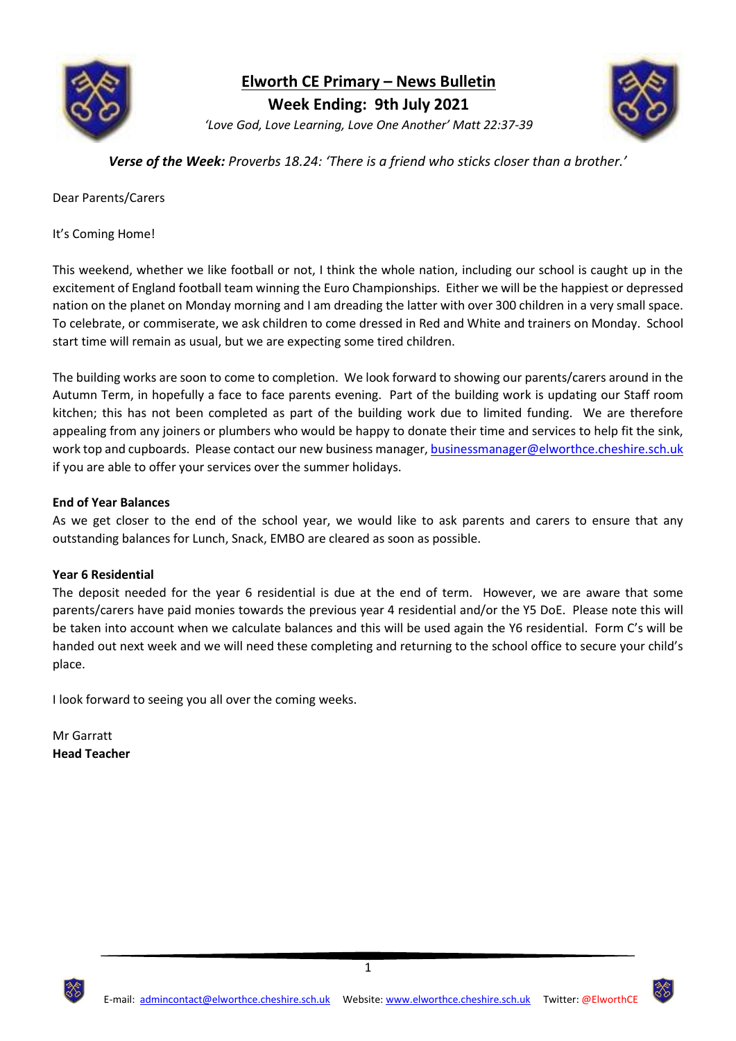# Elworth CE Primary – News Bulletin

## Week Ending: 9th July 2021

*'Love God, Love Learning, Love One Another' Matt 22:37-39*

***Verse of the Week:*** *Proverbs 18.24: 'There is a friend who sticks closer than a brother.'*

Dear Parents/Carers

It's Coming Home!

This weekend, whether we like football or not, I think the whole nation, including our school is caught up in the excitement of England football team winning the Euro Championships. Either we will be the happiest or depressed nation on the planet on Monday morning and I am dreading the latter with over 300 children in a very small space. To celebrate, or commiserate, we ask children to come dressed in Red and White and trainers on Monday. School start time will remain as usual, but we are expecting some tired children.

The building works are soon to come to completion. We look forward to showing our parents/carers around in the Autumn Term, in hopefully a face to face parents evening. Part of the building work is updating our Staff room kitchen; this has not been completed as part of the building work due to limited funding. We are therefore appealing from any joiners or plumbers who would be happy to donate their time and services to help fit the sink, work top and cupboards. Please contact our new business manager, businessmanager@elworthce.cheshire.sch.uk if you are able to offer your services over the summer holidays.

**End of Year Balances**

As we get closer to the end of the school year, we would like to ask parents and carers to ensure that any outstanding balances for Lunch, Snack, EMBO are cleared as soon as possible.

**Year 6 Residential**

The deposit needed for the year 6 residential is due at the end of term. However, we are aware that some parents/carers have paid monies towards the previous year 4 residential and/or the Y5 DoE. Please note this will be taken into account when we calculate balances and this will be used again the Y6 residential. Form C's will be handed out next week and we will need these completing and returning to the school office to secure your child's place.

I look forward to seeing you all over the coming weeks.

Mr Garratt
**Head Teacher**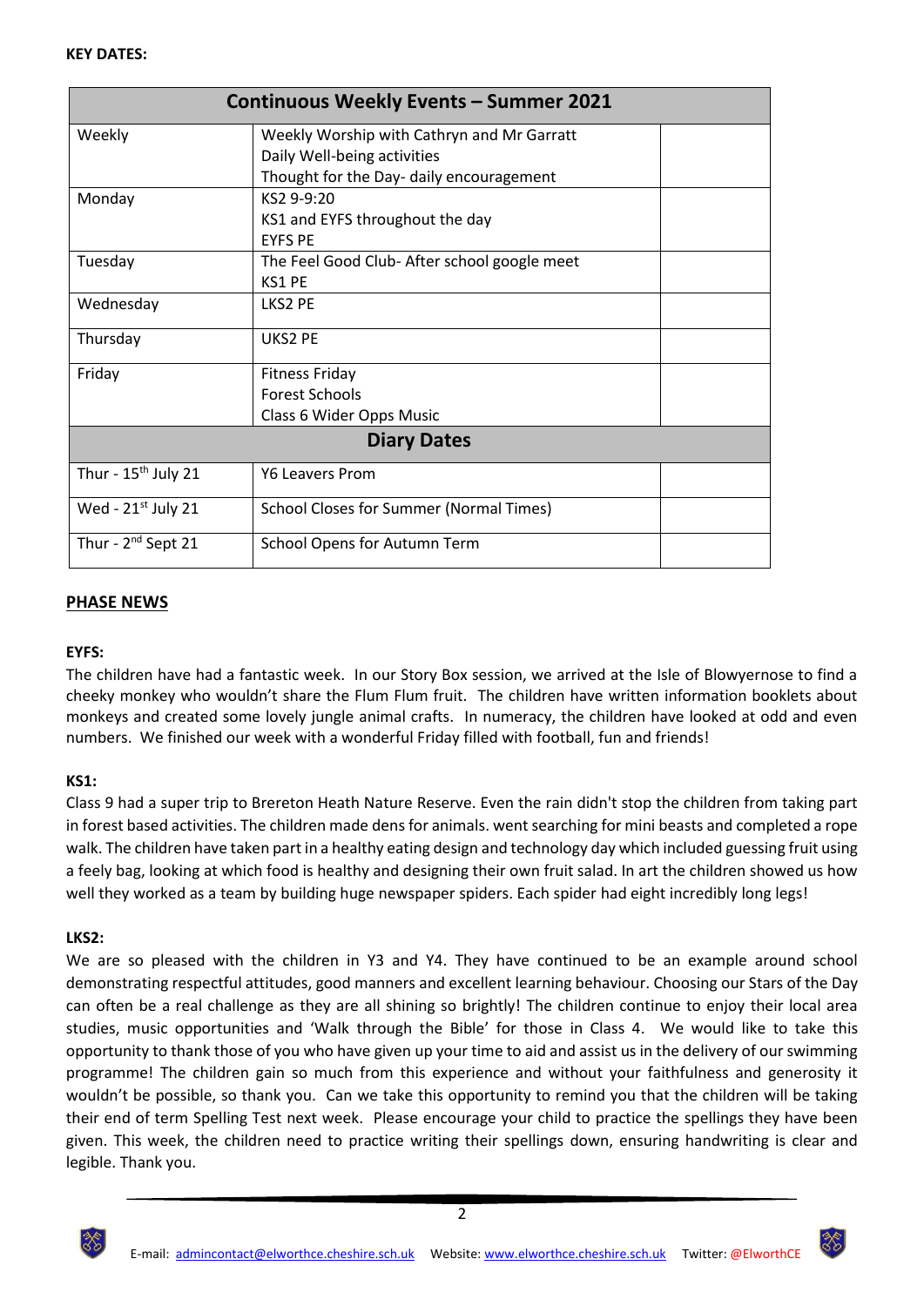**KEY DATES:**

| Continuous Weekly Events – Summer 2021 | | |
|---|---|---|
| Weekly | Weekly Worship with Cathryn and Mr Garratt<br>Daily Well-being activities<br>Thought for the Day- daily encouragement | |
| Monday | KS2 9-9:20<br>KS1 and EYFS throughout the day<br>EYFS PE | |
| Tuesday | The Feel Good Club- After school google meet<br>KS1 PE | |
| Wednesday | LKS2 PE | |
| Thursday | UKS2 PE | |
| Friday | Fitness Friday<br>Forest Schools<br>Class 6 Wider Opps Music | |
| **Diary Dates** | | |
| Thur - 15th July 21 | Y6 Leavers Prom | |
| Wed - 21st July 21 | School Closes for Summer (Normal Times) | |
| Thur - 2nd Sept 21 | School Opens for Autumn Term | |

## PHASE NEWS

**EYFS:**

The children have had a fantastic week. In our Story Box session, we arrived at the Isle of Blowyernose to find a cheeky monkey who wouldn't share the Flum Flum fruit. The children have written information booklets about monkeys and created some lovely jungle animal crafts. In numeracy, the children have looked at odd and even numbers. We finished our week with a wonderful Friday filled with football, fun and friends!

**KS1:**

Class 9 had a super trip to Brereton Heath Nature Reserve. Even the rain didn't stop the children from taking part in forest based activities. The children made dens for animals. went searching for mini beasts and completed a rope walk. The children have taken part in a healthy eating design and technology day which included guessing fruit using a feely bag, looking at which food is healthy and designing their own fruit salad. In art the children showed us how well they worked as a team by building huge newspaper spiders. Each spider had eight incredibly long legs!

**LKS2:**

We are so pleased with the children in Y3 and Y4. They have continued to be an example around school demonstrating respectful attitudes, good manners and excellent learning behaviour. Choosing our Stars of the Day can often be a real challenge as they are all shining so brightly! The children continue to enjoy their local area studies, music opportunities and 'Walk through the Bible' for those in Class 4. We would like to take this opportunity to thank those of you who have given up your time to aid and assist us in the delivery of our swimming programme! The children gain so much from this experience and without your faithfulness and generosity it wouldn't be possible, so thank you. Can we take this opportunity to remind you that the children will be taking their end of term Spelling Test next week. Please encourage your child to practice the spellings they have been given. This week, the children need to practice writing their spellings down, ensuring handwriting is clear and legible. Thank you.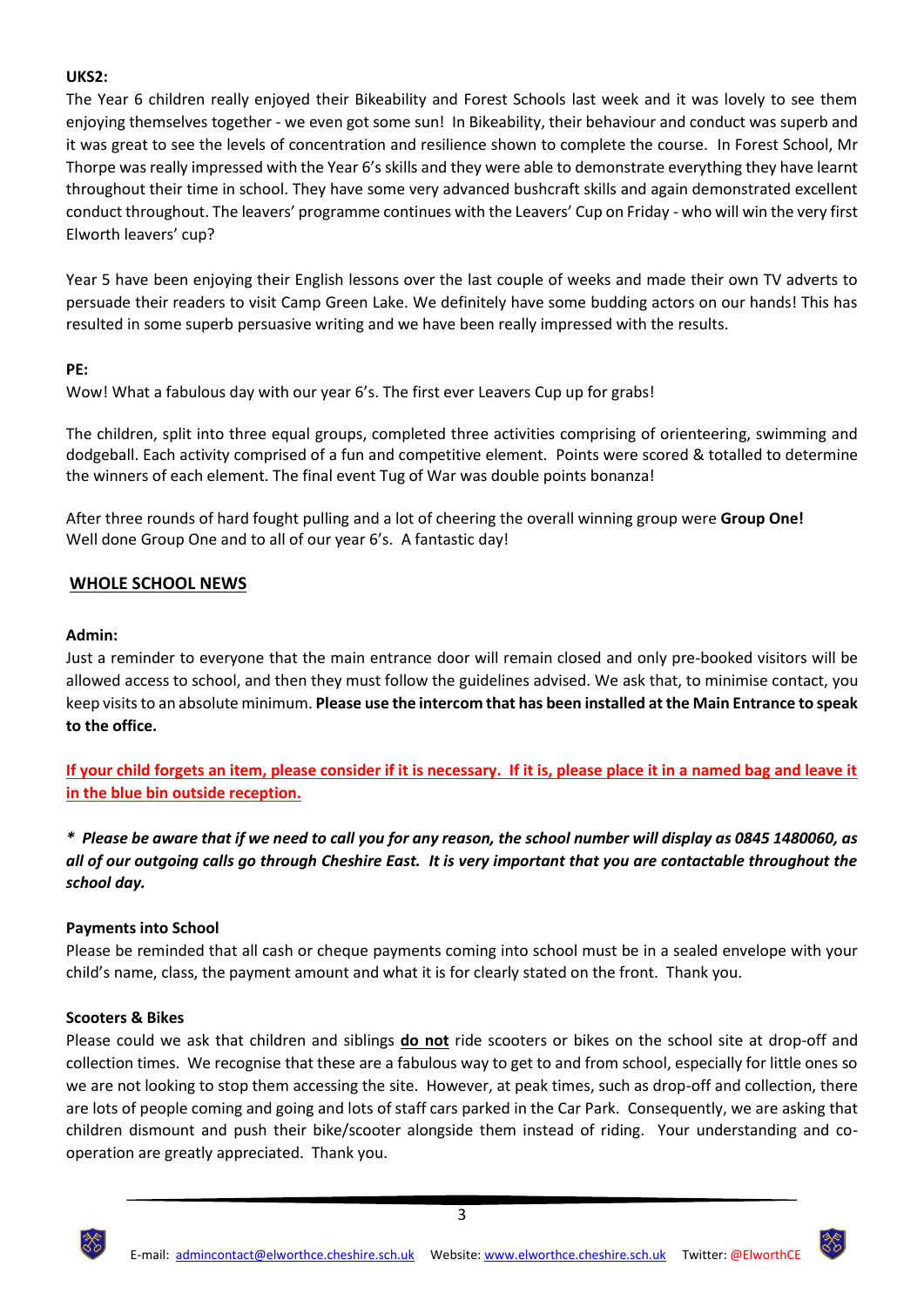**UKS2:**
The Year 6 children really enjoyed their Bikeability and Forest Schools last week and it was lovely to see them enjoying themselves together - we even got some sun! In Bikeability, their behaviour and conduct was superb and it was great to see the levels of concentration and resilience shown to complete the course. In Forest School, Mr Thorpe was really impressed with the Year 6's skills and they were able to demonstrate everything they have learnt throughout their time in school. They have some very advanced bushcraft skills and again demonstrated excellent conduct throughout. The leavers' programme continues with the Leavers' Cup on Friday - who will win the very first Elworth leavers' cup?

Year 5 have been enjoying their English lessons over the last couple of weeks and made their own TV adverts to persuade their readers to visit Camp Green Lake. We definitely have some budding actors on our hands! This has resulted in some superb persuasive writing and we have been really impressed with the results.

**PE:**
Wow! What a fabulous day with our year 6's. The first ever Leavers Cup up for grabs!

The children, split into three equal groups, completed three activities comprising of orienteering, swimming and dodgeball. Each activity comprised of a fun and competitive element. Points were scored & totalled to determine the winners of each element. The final event Tug of War was double points bonanza!

After three rounds of hard fought pulling and a lot of cheering the overall winning group were **Group One!**
Well done Group One and to all of our year 6's. A fantastic day!

## WHOLE SCHOOL NEWS

**Admin:**
Just a reminder to everyone that the main entrance door will remain closed and only pre-booked visitors will be allowed access to school, and then they must follow the guidelines advised. We ask that, to minimise contact, you keep visits to an absolute minimum. **Please use the intercom that has been installed at the Main Entrance to speak to the office.**

**If your child forgets an item, please consider if it is necessary. If it is, please place it in a named bag and leave it in the blue bin outside reception.**

***\* Please be aware that if we need to call you for any reason, the school number will display as 0845 1480060, as all of our outgoing calls go through Cheshire East. It is very important that you are contactable throughout the school day.***

**Payments into School**
Please be reminded that all cash or cheque payments coming into school must be in a sealed envelope with your child's name, class, the payment amount and what it is for clearly stated on the front. Thank you.

**Scooters & Bikes**
Please could we ask that children and siblings **do not** ride scooters or bikes on the school site at drop-off and collection times. We recognise that these are a fabulous way to get to and from school, especially for little ones so we are not looking to stop them accessing the site. However, at peak times, such as drop-off and collection, there are lots of people coming and going and lots of staff cars parked in the Car Park. Consequently, we are asking that children dismount and push their bike/scooter alongside them instead of riding. Your understanding and co-operation are greatly appreciated. Thank you.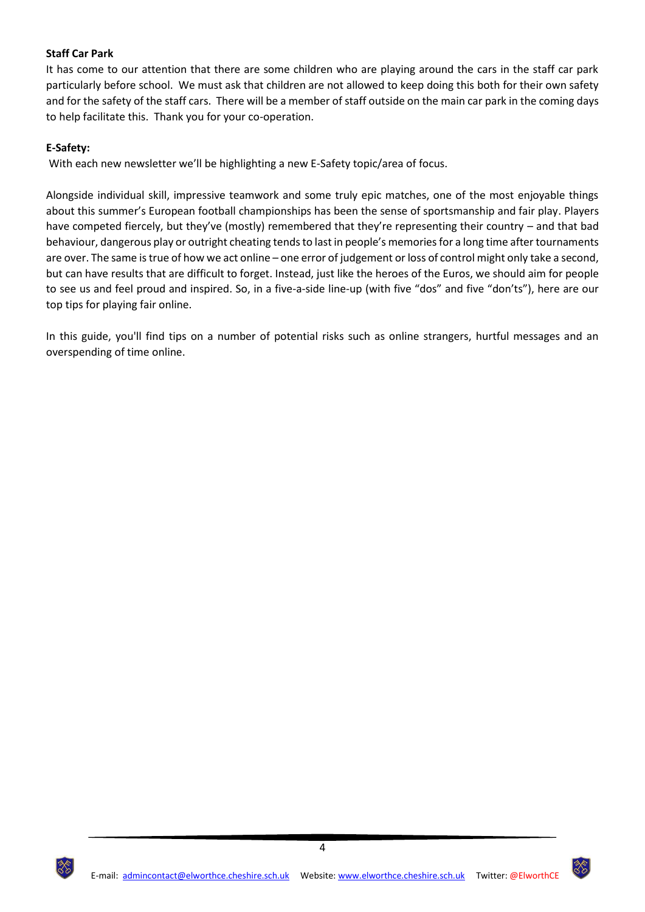**Staff Car Park**

It has come to our attention that there are some children who are playing around the cars in the staff car park particularly before school. We must ask that children are not allowed to keep doing this both for their own safety and for the safety of the staff cars. There will be a member of staff outside on the main car park in the coming days to help facilitate this. Thank you for your co-operation.

**E-Safety:**

With each new newsletter we'll be highlighting a new E-Safety topic/area of focus.

Alongside individual skill, impressive teamwork and some truly epic matches, one of the most enjoyable things about this summer's European football championships has been the sense of sportsmanship and fair play. Players have competed fiercely, but they've (mostly) remembered that they're representing their country – and that bad behaviour, dangerous play or outright cheating tends to last in people's memories for a long time after tournaments are over. The same is true of how we act online – one error of judgement or loss of control might only take a second, but can have results that are difficult to forget. Instead, just like the heroes of the Euros, we should aim for people to see us and feel proud and inspired. So, in a five-a-side line-up (with five "dos" and five "don'ts"), here are our top tips for playing fair online.

In this guide, you'll find tips on a number of potential risks such as online strangers, hurtful messages and an overspending of time online.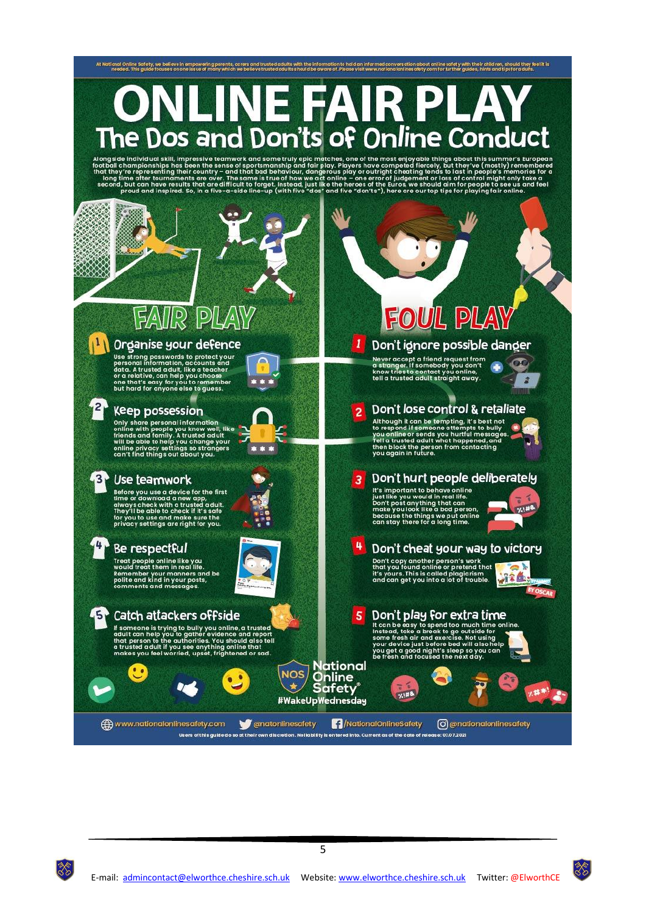At National Online Safety, we believe in empowering parents, carers and trusted adults with the information to hold an informed conversation about online safety with their children, should they feel it is needed. This guide focuses on one issue of many which we believe trusted adults should be aware of. Please visit www.nationalonlinesafety.com for further guides, hints and tips for adults.

# ONLINE FAIR PLAY

## The Dos and Don'ts of Online Conduct

Alongside individual skill, impressive teamwork and some truly epic matches, one of the most enjoyable things about this summer's European football championships has been the sense of sportsmanship and fair play. Players have competed fiercely, but they've (mostly) remembered that they're representing their country – and that bad behaviour, dangerous play or outright cheating tends to last in people's memories for a long time after tournaments are over. The same is true of how we act online – one error of judgement or loss of control might only take a second, but can have results that are difficult to forget. Instead, just like the heroes of the Euros, we should aim for people to see us and feel proud and inspired. So, in a five-a-side line-up (with five "dos" and five "don'ts"), here are our top tips for playing fair online.

## FAIR PLAY

### 1 Organise your defence

Use strong passwords to protect your personal information, accounts and data. A trusted adult, like a teacher or a relative, can help you choose one that's easy for you to remember but hard for anyone else to guess.

### 2 Keep possession

Only share personal information online with people you knew well, like friends and family. A trusted adult will be able to help you change your online privacy settings so strangers can't find things out about you.

### 3 Use teamwork

Before you use a device for the first time or download a new app, always check with a trusted adult. They'll be able to check if it's safe for you to use and make sure the privacy settings are right for you.

### 4 Be respectful

Treat people online like you would treat them in real life. Remember your manners and be polite and kind in your posts, comments and messages.

### 5 Catch attackers offside

If someone is trying to bully you online, a trusted adult can help you to gather evidence and report that person to the authorities. You should also tell a trusted adult if you see anything online that makes you feel worried, upset, frightened or sad.

## FOUL PLAY

### 1 Don't ignore possible danger

Never accept a friend request from a stranger. If somebody you don't know tries to contact you online, tell a trusted adult straight away.

### 2 Don't lose control & retaliate

Although it can be tempting, it's best not to respond if someone attempts to bully you online or sends you hurtful messages. Tell a trusted adult what happened, and then block the person from contacting you again in future.

### 3 Don't hurt people deliberately

It's important to behave online just like you would in real life. Don't post anything that can make you look like a bad person, because the things we put online can stay there for a long time.

### 4 Don't cheat your way to victory

Don't copy another person's work that you found online or pretend that it's yours. This is called plagiarism and can get you into a lot of trouble.

### 5 Don't play for extra time

It can be easy to spend too much time online. Instead, take a break to go outside for some fresh air and exercise. Not using your device just before bed will also help you get a good night's sleep so you can be fresh and focused the next day.

National Online Safety #WakeUpWednesday

www.nationalonlinesafety.com | @natonlinesafety | /NationalOnlineSafety | @nationalonlinesafety

Users of this guide do so at their own discretion. No liability is entered into. Current as of the date of release: 07.07.2021

E-mail: admincontact@elworthce.cheshire.sch.uk Website: www.elworthce.cheshire.sch.uk Twitter: @ElworthCE